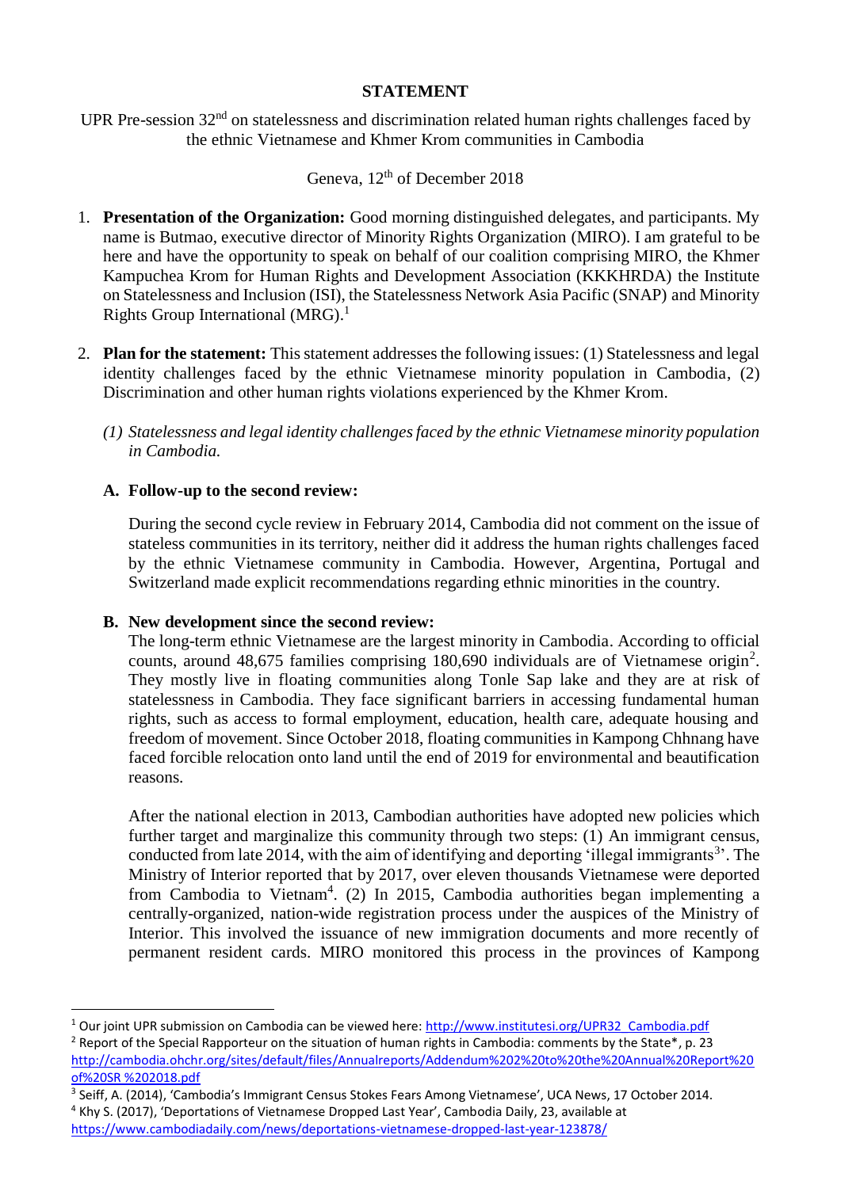**STATEMENT**

UPR Pre-session 32nd on statelessness and discrimination related human rights challenges faced by the ethnic Vietnamese and Khmer Krom communities in Cambodia

Geneva, 12th of December 2018

1. **Presentation of the Organization:** Good morning distinguished delegates, and participants. My name is Butmao, executive director of Minority Rights Organization (MIRO). I am grateful to be here and have the opportunity to speak on behalf of our coalition comprising MIRO, the Khmer Kampuchea Krom for Human Rights and Development Association (KKKHRDA) the Institute on Statelessness and Inclusion (ISI), the Statelessness Network Asia Pacific (SNAP) and Minority Rights Group International (MRG).[1]

2. **Plan for the statement:** This statement addresses the following issues: (1) Statelessness and legal identity challenges faced by the ethnic Vietnamese minority population in Cambodia, (2) Discrimination and other human rights violations experienced by the Khmer Krom.

   *(1) Statelessness and legal identity challenges faced by the ethnic Vietnamese minority population in Cambodia.*

   **A. Follow-up to the second review:**

   During the second cycle review in February 2014, Cambodia did not comment on the issue of stateless communities in its territory, neither did it address the human rights challenges faced by the ethnic Vietnamese community in Cambodia. However, Argentina, Portugal and Switzerland made explicit recommendations regarding ethnic minorities in the country.

   **B. New development since the second review:**

   The long-term ethnic Vietnamese are the largest minority in Cambodia. According to official counts, around 48,675 families comprising 180,690 individuals are of Vietnamese origin[2]. They mostly live in floating communities along Tonle Sap lake and they are at risk of statelessness in Cambodia. They face significant barriers in accessing fundamental human rights, such as access to formal employment, education, health care, adequate housing and freedom of movement. Since October 2018, floating communities in Kampong Chhnang have faced forcible relocation onto land until the end of 2019 for environmental and beautification reasons.

   After the national election in 2013, Cambodian authorities have adopted new policies which further target and marginalize this community through two steps: (1) An immigrant census, conducted from late 2014, with the aim of identifying and deporting 'illegal immigrants[3]'. The Ministry of Interior reported that by 2017, over eleven thousands Vietnamese were deported from Cambodia to Vietnam[4]. (2) In 2015, Cambodia authorities began implementing a centrally-organized, nation-wide registration process under the auspices of the Ministry of Interior. This involved the issuance of new immigration documents and more recently of permanent resident cards. MIRO monitored this process in the provinces of Kampong

---

[1] Our joint UPR submission on Cambodia can be viewed here: http://www.institutesi.org/UPR32_Cambodia.pdf

[2] Report of the Special Rapporteur on the situation of human rights in Cambodia: comments by the State*, p. 23 http://cambodia.ohchr.org/sites/default/files/Annualreports/Addendum%202%20to%20the%20Annual%20Report%20of%20SR %202018.pdf

[3] Seiff, A. (2014), 'Cambodia's Immigrant Census Stokes Fears Among Vietnamese', UCA News, 17 October 2014.

[4] Khy S. (2017), 'Deportations of Vietnamese Dropped Last Year', Cambodia Daily, 23, available at https://www.cambodiadaily.com/news/deportations-vietnamese-dropped-last-year-123878/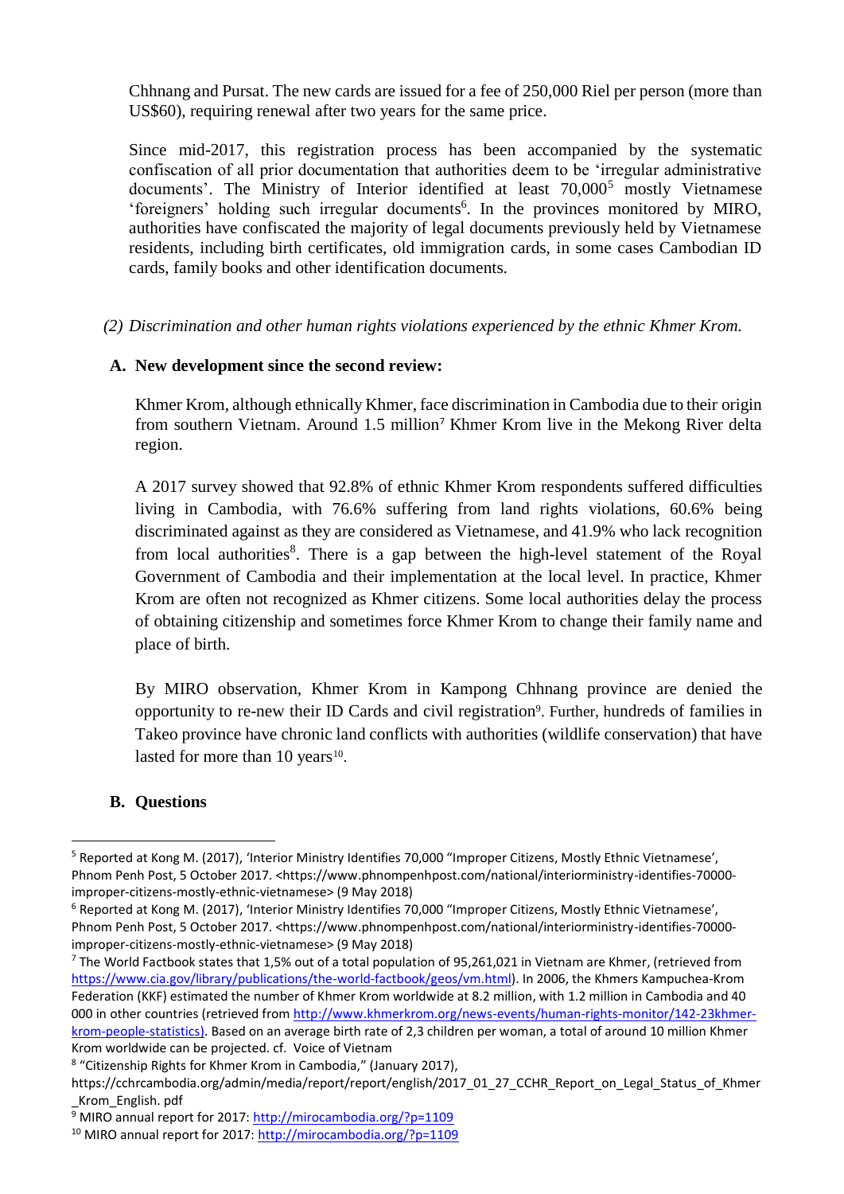Chhnang and Pursat. The new cards are issued for a fee of 250,000 Riel per person (more than US$60), requiring renewal after two years for the same price.

Since mid-2017, this registration process has been accompanied by the systematic confiscation of all prior documentation that authorities deem to be 'irregular administrative documents'. The Ministry of Interior identified at least 70,000[5] mostly Vietnamese 'foreigners' holding such irregular documents[6]. In the provinces monitored by MIRO, authorities have confiscated the majority of legal documents previously held by Vietnamese residents, including birth certificates, old immigration cards, in some cases Cambodian ID cards, family books and other identification documents.

*(2) Discrimination and other human rights violations experienced by the ethnic Khmer Krom.*

**A. New development since the second review:**

Khmer Krom, although ethnically Khmer, face discrimination in Cambodia due to their origin from southern Vietnam. Around 1.5 million[7] Khmer Krom live in the Mekong River delta region.

A 2017 survey showed that 92.8% of ethnic Khmer Krom respondents suffered difficulties living in Cambodia, with 76.6% suffering from land rights violations, 60.6% being discriminated against as they are considered as Vietnamese, and 41.9% who lack recognition from local authorities[8]. There is a gap between the high-level statement of the Royal Government of Cambodia and their implementation at the local level. In practice, Khmer Krom are often not recognized as Khmer citizens. Some local authorities delay the process of obtaining citizenship and sometimes force Khmer Krom to change their family name and place of birth.

By MIRO observation, Khmer Krom in Kampong Chhnang province are denied the opportunity to re-new their ID Cards and civil registration[9]. Further, hundreds of families in Takeo province have chronic land conflicts with authorities (wildlife conservation) that have lasted for more than 10 years[10].

**B. Questions**

---

[5] Reported at Kong M. (2017), 'Interior Ministry Identifies 70,000 "Improper Citizens, Mostly Ethnic Vietnamese', Phnom Penh Post, 5 October 2017. <https://www.phnompenhpost.com/national/interiorministry-identifies-70000-improper-citizens-mostly-ethnic-vietnamese> (9 May 2018)

[6] Reported at Kong M. (2017), 'Interior Ministry Identifies 70,000 "Improper Citizens, Mostly Ethnic Vietnamese', Phnom Penh Post, 5 October 2017. <https://www.phnompenhpost.com/national/interiorministry-identifies-70000-improper-citizens-mostly-ethnic-vietnamese> (9 May 2018)

[7] The World Factbook states that 1,5% out of a total population of 95,261,021 in Vietnam are Khmer, (retrieved from https://www.cia.gov/library/publications/the-world-factbook/geos/vm.html). In 2006, the Khmers Kampuchea-Krom Federation (KKF) estimated the number of Khmer Krom worldwide at 8.2 million, with 1.2 million in Cambodia and 40 000 in other countries (retrieved from http://www.khmerkrom.org/news-events/human-rights-monitor/142-23khmer-krom-people-statistics). Based on an average birth rate of 2,3 children per woman, a total of around 10 million Khmer Krom worldwide can be projected. cf. Voice of Vietnam

[8] "Citizenship Rights for Khmer Krom in Cambodia," (January 2017), https://cchrcambodia.org/admin/media/report/report/english/2017_01_27_CCHR_Report_on_Legal_Status_of_Khmer_Krom_English. pdf

[9] MIRO annual report for 2017: http://mirocambodia.org/?p=1109

[10] MIRO annual report for 2017: http://mirocambodia.org/?p=1109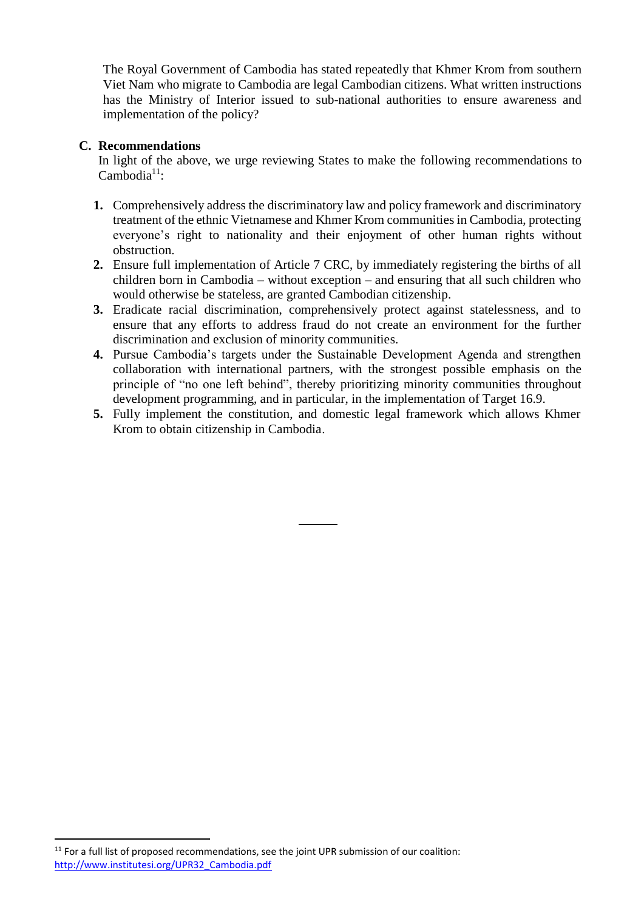The Royal Government of Cambodia has stated repeatedly that Khmer Krom from southern Viet Nam who migrate to Cambodia are legal Cambodian citizens. What written instructions has the Ministry of Interior issued to sub-national authorities to ensure awareness and implementation of the policy?

## C. Recommendations

In light of the above, we urge reviewing States to make the following recommendations to Cambodia[11]:

1. **Comprehensively** address the discriminatory law and policy framework and discriminatory treatment of the ethnic Vietnamese and Khmer Krom communities in Cambodia, protecting everyone's right to nationality and their enjoyment of other human rights without obstruction.
2. Ensure full implementation of Article 7 CRC, by immediately registering the births of all children born in Cambodia – without exception – and ensuring that all such children who would otherwise be stateless, are granted Cambodian citizenship.
3. Eradicate racial discrimination, comprehensively protect against statelessness, and to ensure that any efforts to address fraud do not create an environment for the further discrimination and exclusion of minority communities.
4. Pursue Cambodia's targets under the Sustainable Development Agenda and strengthen collaboration with international partners, with the strongest possible emphasis on the principle of "no one left behind", thereby prioritizing minority communities throughout development programming, and in particular, in the implementation of Target 16.9.
5. Fully implement the constitution, and domestic legal framework which allows Khmer Krom to obtain citizenship in Cambodia.

[11] For a full list of proposed recommendations, see the joint UPR submission of our coalition: http://www.institutesi.org/UPR32_Cambodia.pdf